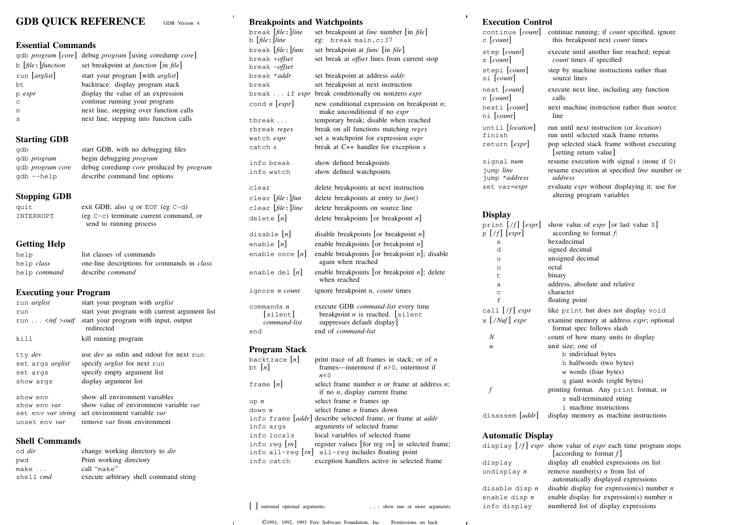# GDB QUICK REFERENCE

GDB Version 4

## Essential Commands

| | |
|---|---|
| `gdb` *program* [*core*] | debug *program* [using coredump *core*] |
| `b` [*file*`:`]*function* | set breakpoint at *function* [in *file*] |
| `run` [*arglist*] | start your program [with *arglist*] |
| `bt` | backtrace: display program stack |
| `p` *expr* | display the value of an expression |
| `c` | continue running your program |
| `n` | next line, stepping over function calls |
| `s` | next line, stepping into function calls |

## Starting GDB

| | |
|---|---|
| `gdb` | start GDB, with no debugging files |
| `gdb` *program* | begin debugging *program* |
| `gdb` *program core* | debug coredump *core* produced by *program* |
| `gdb --help` | describe command line options |

## Stopping GDB

| | |
|---|---|
| `quit` | exit GDB; also `q` or `EOF` (eg `C-d`) |
| `INTERRUPT` | (eg `C-c`) terminate current command, or send to running process |

## Getting Help

| | |
|---|---|
| `help` | list classes of commands |
| `help` *class* | one-line descriptions for commands in *class* |
| `help` *command* | describe *command* |

## Executing your Program

| | |
|---|---|
| `run` *arglist* | start your program with *arglist* |
| `run` | start your program with current argument list |
| `run ...` <*inf* >*outf* | start your program with input, output redirected |
| `kill` | kill running program |
| `tty` *dev* | use *dev* as stdin and stdout for next `run` |
| `set args` *arglist* | specify *arglist* for next `run` |
| `set args` | specify empty argument list |
| `show args` | display argument list |
| `show env` | show all environment variables |
| `show env` *var* | show value of environment variable *var* |
| `set env` *var string* | set environment variable *var* |
| `unset env` *var* | remove *var* from environment |

## Shell Commands

| | |
|---|---|
| `cd` *dir* | change working directory to *dir* |
| `pwd` | Print working directory |
| `make ...` | call "`make`" |
| `shell` *cmd* | execute arbitrary shell command string |

## Breakpoints and Watchpoints

| | |
|---|---|
| `break` [*file*`:`]*line* <br> `b` [*file*`:`]*line* | set breakpoint at *line* number [in *file*] <br> eg: `break main.c:37` |
| `break` [*file*`:`]*func* | set breakpoint at *func* [in *file*] |
| `break +`*offset* <br> `break -`*offset* | set break at *offset* lines from current stop |
| `break *`*addr* | set breakpoint at address *addr* |
| `break` | set breakpoint at next instruction |
| `break ... if` *expr* | break conditionally on nonzero *expr* |
| `cond` *n* [*expr*] | new conditional expression on breakpoint *n*; make unconditional if no *expr* |
| `tbreak ...` | temporary break; disable when reached |
| `rbreak` *regex* | break on all functions matching *regex* |
| `watch` *expr* | set a watchpoint for expression *expr* |
| `catch` *x* | break at C++ handler for exception *x* |
| `info break` | show defined breakpoints |
| `info watch` | show defined watchpoints |
| `clear` | delete breakpoints at next instruction |
| `clear` [*file*`:`]*fun* | delete breakpoints at entry to *fun*() |
| `clear` [*file*`:`]*line* | delete breakpoints on source line |
| `delete` [*n*] | delete breakpoints [or breakpoint *n*] |
| `disable` [*n*] | disable breakpoints [or breakpoint *n*] |
| `enable` [*n*] | enable breakpoints [or breakpoint *n*] |
| `enable once` [*n*] | enable breakpoints [or breakpoint *n*]; disable again when reached |
| `enable del` [*n*] | enable breakpoints [or breakpoint *n*]; delete when reached |
| `ignore` *n count* | ignore breakpoint *n*, *count* times |
| `commands` *n* <br> [`silent`] <br> *command-list* | execute GDB *command-list* every time breakpoint *n* is reached. [`silent` suppresses default display] |
| `end` | end of *command-list* |

## Program Stack

| | |
|---|---|
| `backtrace` [*n*] <br> `bt` [*n*] | print trace of all frames in stack; or of *n* frames—innermost if *n*>0, outermost if *n*<0 |
| `frame` [*n*] | select frame number *n* or frame at address *n*; if no *n*, display current frame |
| `up` *n* | select frame *n* frames up |
| `down` *n* | select frame *n* frames down |
| `info frame` [*addr*] | describe selected frame, or frame at *addr* |
| `info args` | arguments of selected frame |
| `info locals` | local variables of selected frame |
| `info reg` [*rn*] <br> `info all-reg` [*rn*] | register values [for reg *rn*] in selected frame; `all-reg` includes floating point |
| `info catch` | exception handlers active in selected frame |

[ ] surround optional arguments. ... show one or more arguments

## Execution Control

| | |
|---|---|
| `continue` [*count*] <br> `c` [*count*] | continue running; if *count* specified, ignore this breakpoint next *count* times |
| `step` [*count*] <br> `s` [*count*] | execute until another line reached; repeat *count* times if specified |
| `stepi` [*count*] <br> `si` [*count*] | step by machine instructions rather than source lines |
| `next` [*count*] <br> `n` [*count*] | execute next line, including any function calls |
| `nexti` [*count*] <br> `ni` [*count*] | next machine instruction rather than source line |
| `until` [*location*] | run until next instruction (or *location*) |
| `finish` | run until selected stack frame returns |
| `return` [*expr*] | pop selected stack frame without executing [setting return value] |
| `signal` *num* | resume execution with signal *s* (none if `0`) |
| `jump` *line* <br> `jump *`*address* | resume execution at specified *line* number or *address* |
| `set var=`*expr* | evaluate *expr* without displaying it; use for altering program variables |

## Display

| | |
|---|---|
| `print` [`/`*f*] [*expr*] <br> `p` [`/`*f*] [*expr*] | show value of *expr* [or last value `$`] according to format *f*: |
| `x` | hexadecimal |
| `d` | signed decimal |
| `u` | unsigned decimal |
| `o` | octal |
| `t` | binary |
| `a` | address, absolute and relative |
| `c` | character |
| `f` | floating point |
| `call` [`/`*f*] *expr* | like `print` but does not display `void` |
| `x` [`/`*Nuf*] *expr* | examine memory at address *expr*; optional format spec follows slash |
| *N* | count of how many units to display |
| *u* | unit size; one of <br> `b` individual bytes <br> `h` halfwords (two bytes) <br> `w` words (four bytes) <br> `g` giant words (eight bytes) |
| *f* | printing format. Any `print` format, or <br> `s` null-terminated string <br> `i` machine instructions |
| `disassem` [*addr*] | display memory as machine instructions |

## Automatic Display

| | |
|---|---|
| `display` [`/`*f*] *expr* | show value of *expr* each time program stops [according to format *f*] |
| `display` | display all enabled expressions on list |
| `undisplay` *n* | remove number(s) *n* from list of automatically displayed expressions |
| `disable disp` *n* | disable display for expression(s) number *n* |
| `enable disp` *n* | enable display for expression(s) number *n* |
| `info display` | numbered list of display expressions |

©1991, 1992, 1993 Free Software Foundation, Inc. Permissions on back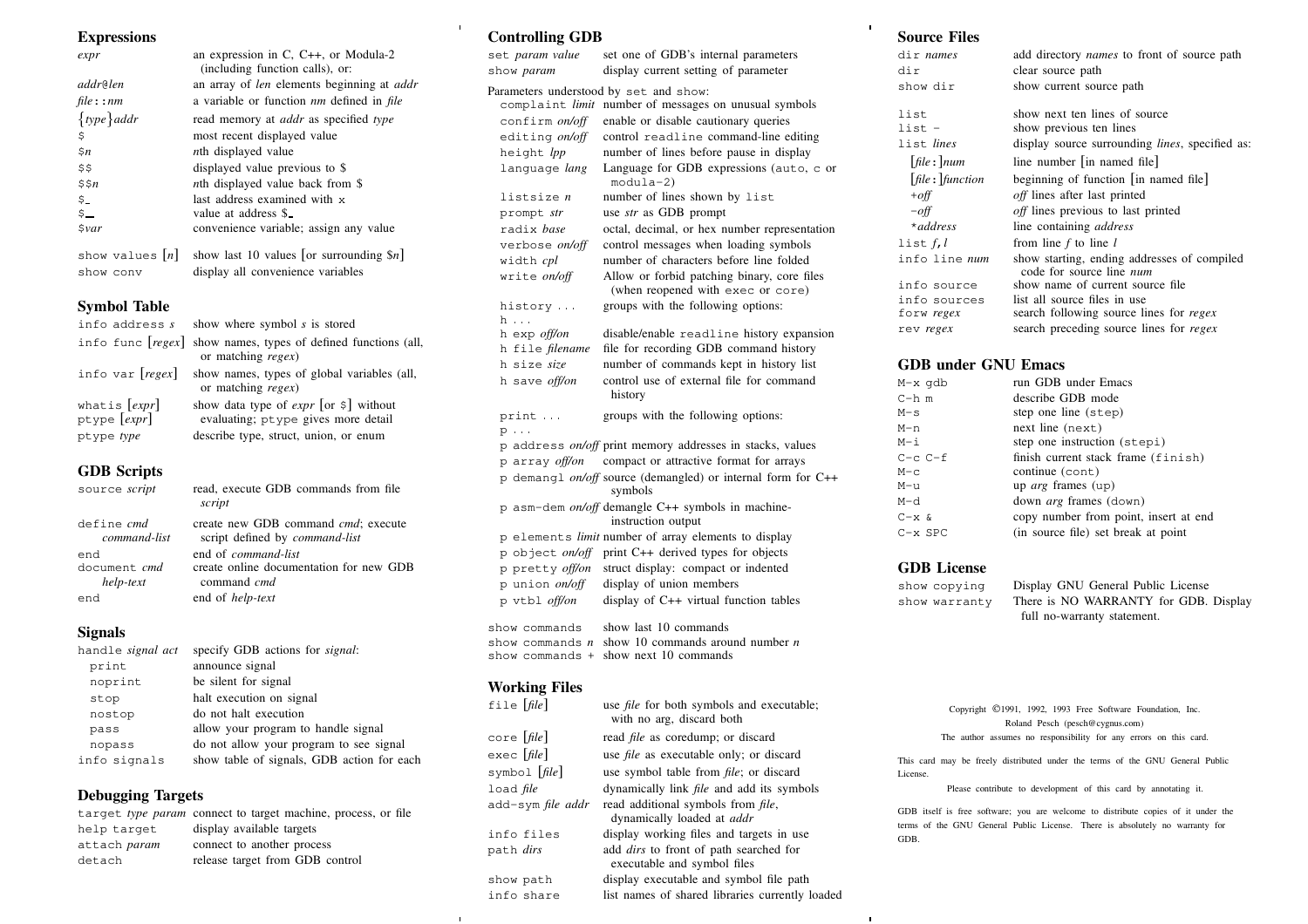## Expressions

| | |
|---|---|
| *expr* | an expression in C, C++, or Modula-2 (including function calls), or: |
| *addr*`@`*len* | an array of *len* elements beginning at *addr* |
| *file*`::`*nm* | a variable or function *nm* defined in *file* |
| {*type*}*addr* | read memory at *addr* as specified *type* |
| `$` | most recent displayed value |
| `$`*n* | *n*th displayed value |
| `$$` | displayed value previous to $ |
| `$$`*n* | *n*th displayed value back from $ |
| `$_` | last address examined with `x` |
| `$__` | value at address $_ |
| `$`*var* | convenience variable; assign any value |
| `show values` [*n*] | show last 10 values [or surrounding $*n*] |
| `show conv` | display all convenience variables |

## Symbol Table

| | |
|---|---|
| `info address` *s* | show where symbol *s* is stored |
| `info func` [*regex*] | show names, types of defined functions (all, or matching *regex*) |
| `info var` [*regex*] | show names, types of global variables (all, or matching *regex*) |
| `whatis` [*expr*] `ptype` [*expr*] | show data type of *expr* [or $] without evaluating; `ptype` gives more detail |
| `ptype` *type* | describe type, struct, union, or enum |

## GDB Scripts

| | |
|---|---|
| `source` *script* | read, execute GDB commands from file *script* |
| `define` *cmd* *command-list* | create new GDB command *cmd*; execute script defined by *command-list* |
| `end` | end of *command-list* |
| `document` *cmd* *help-text* | create online documentation for new GDB command *cmd* |
| `end` | end of *help-text* |

## Signals

| | |
|---|---|
| `handle` *signal act* | specify GDB actions for *signal*: |
| `print` | announce signal |
| `noprint` | be silent for signal |
| `stop` | halt execution on signal |
| `nostop` | do not halt execution |
| `pass` | allow your program to handle signal |
| `nopass` | do not allow your program to see signal |
| `info signals` | show table of signals, GDB action for each |

## Debugging Targets

| | |
|---|---|
| `target` *type param* | connect to target machine, process, or file |
| `help target` | display available targets |
| `attach` *param* | connect to another process |
| `detach` | release target from GDB control |

## Controlling GDB

| | |
|---|---|
| `set` *param value* | set one of GDB's internal parameters |
| `show` *param* | display current setting of parameter |

Parameters understood by `set` and `show`:

| | |
|---|---|
| `complaint` *limit* | number of messages on unusual symbols |
| `confirm` *on/off* | enable or disable cautionary queries |
| `editing` *on/off* | control `readline` command-line editing |
| `height` *lpp* | number of lines before pause in display |
| `language` *lang* | Language for GDB expressions (`auto`, `c` or `modula-2`) |
| `listsize` *n* | number of lines shown by `list` |
| `prompt` *str* | use *str* as GDB prompt |
| `radix` *base* | octal, decimal, or hex number representation |
| `verbose` *on/off* | control messages when loading symbols |
| `width` *cpl* | number of characters before line folded |
| `write` *on/off* | Allow or forbid patching binary, core files (when reopened with `exec` or `core`) |
| `history` ... `h` ... | groups with the following options: |
| `h exp` *off/on* | disable/enable `readline` history expansion |
| `h file` *filename* | file for recording GDB command history |
| `h size` *size* | number of commands kept in history list |
| `h save` *off/on* | control use of external file for command history |
| `print` ... `p` ... | groups with the following options: |
| `p address` *on/off* | print memory addresses in stacks, values |
| `p array` *off/on* | compact or attractive format for arrays |
| `p demangl` *on/off* | source (demangled) or internal form for C++ symbols |
| `p asm-dem` *on/off* | demangle C++ symbols in machine-instruction output |
| `p elements` *limit* | number of array elements to display |
| `p object` *on/off* | print C++ derived types for objects |
| `p pretty` *off/on* | struct display: compact or indented |
| `p union` *on/off* | display of union members |
| `p vtbl` *off/on* | display of C++ virtual function tables |
| `show commands` | show last 10 commands |
| `show commands` *n* | show 10 commands around number *n* |
| `show commands +` | show next 10 commands |

## Working Files

| | |
|---|---|
| `file` [*file*] | use *file* for both symbols and executable; with no arg, discard both |
| `core` [*file*] | read *file* as coredump; or discard |
| `exec` [*file*] | use *file* as executable only; or discard |
| `symbol` [*file*] | use symbol table from *file*; or discard |
| `load` *file* | dynamically link *file* and add its symbols |
| `add-sym` *file addr* | read additional symbols from *file*, dynamically loaded at *addr* |
| `info files` | display working files and targets in use |
| `path` *dirs* | add *dirs* to front of path searched for executable and symbol files |
| `show path` | display executable and symbol file path |
| `info share` | list names of shared libraries currently loaded |

## Source Files

| | |
|---|---|
| `dir` *names* | add directory *names* to front of source path |
| `dir` | clear source path |
| `show dir` | show current source path |
| `list` | show next ten lines of source |
| `list -` | show previous ten lines |
| `list` *lines* | display source surrounding *lines*, specified as: |
| [*file*`:`]*num* | line number [in named file] |
| [*file*`:`]*function* | beginning of function [in named file] |
| `+`*off* | *off* lines after last printed |
| `-`*off* | *off* lines previous to last printed |
| `*`*address* | line containing *address* |
| `list` *f*`,`*l* | from line *f* to line *l* |
| `info line` *num* | show starting, ending addresses of compiled code for source line *num* |
| `info source` | show name of current source file |
| `info sources` | list all source files in use |
| `forw` *regex* | search following source lines for *regex* |
| `rev` *regex* | search preceding source lines for *regex* |

## GDB under GNU Emacs

| | |
|---|---|
| `M-x gdb` | run GDB under Emacs |
| `C-h m` | describe GDB mode |
| `M-s` | step one line (`step`) |
| `M-n` | next line (`next`) |
| `M-i` | step one instruction (`stepi`) |
| `C-c C-f` | finish current stack frame (`finish`) |
| `M-c` | continue (`cont`) |
| `M-u` | up *arg* frames (`up`) |
| `M-d` | down *arg* frames (`down`) |
| `C-x &` | copy number from point, insert at end |
| `C-x SPC` | (in source file) set break at point |

## GDB License

| | |
|---|---|
| `show copying` | Display GNU General Public License |
| `show warranty` | There is NO WARRANTY for GDB. Display full no-warranty statement. |

Copyright ©1991, 1992, 1993 Free Software Foundation, Inc.
Roland Pesch (pesch@cygnus.com)
The author assumes no responsibility for any errors on this card.

This card may be freely distributed under the terms of the GNU General Public License.

Please contribute to development of this card by annotating it.

GDB itself is free software; you are welcome to distribute copies of it under the terms of the GNU General Public License. There is absolutely no warranty for GDB.